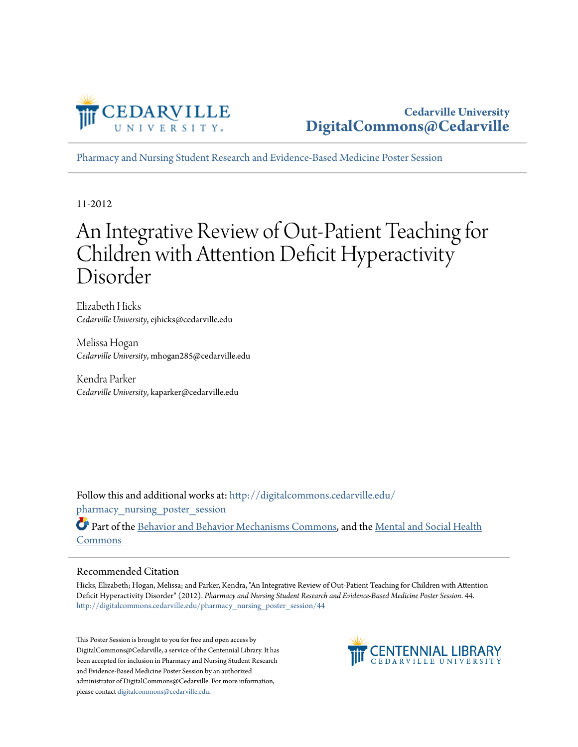Cedarville University
DigitalCommons@Cedarville

Pharmacy and Nursing Student Research and Evidence-Based Medicine Poster Session

11-2012

# An Integrative Review of Out-Patient Teaching for Children with Attention Deficit Hyperactivity Disorder

Elizabeth Hicks
*Cedarville University*, ejhicks@cedarville.edu

Melissa Hogan
*Cedarville University*, mhogan285@cedarville.edu

Kendra Parker
*Cedarville University*, kaparker@cedarville.edu

Follow this and additional works at: http://digitalcommons.cedarville.edu/pharmacy_nursing_poster_session

Part of the Behavior and Behavior Mechanisms Commons, and the Mental and Social Health Commons

## Recommended Citation

Hicks, Elizabeth; Hogan, Melissa; and Parker, Kendra, "An Integrative Review of Out-Patient Teaching for Children with Attention Deficit Hyperactivity Disorder" (2012). *Pharmacy and Nursing Student Research and Evidence-Based Medicine Poster Session*. 44.
http://digitalcommons.cedarville.edu/pharmacy_nursing_poster_session/44

This Poster Session is brought to you for free and open access by DigitalCommons@Cedarville, a service of the Centennial Library. It has been accepted for inclusion in Pharmacy and Nursing Student Research and Evidence-Based Medicine Poster Session by an authorized administrator of DigitalCommons@Cedarville. For more information, please contact digitalcommons@cedarville.edu.

CENTENNIAL LIBRARY
CEDARVILLE UNIVERSITY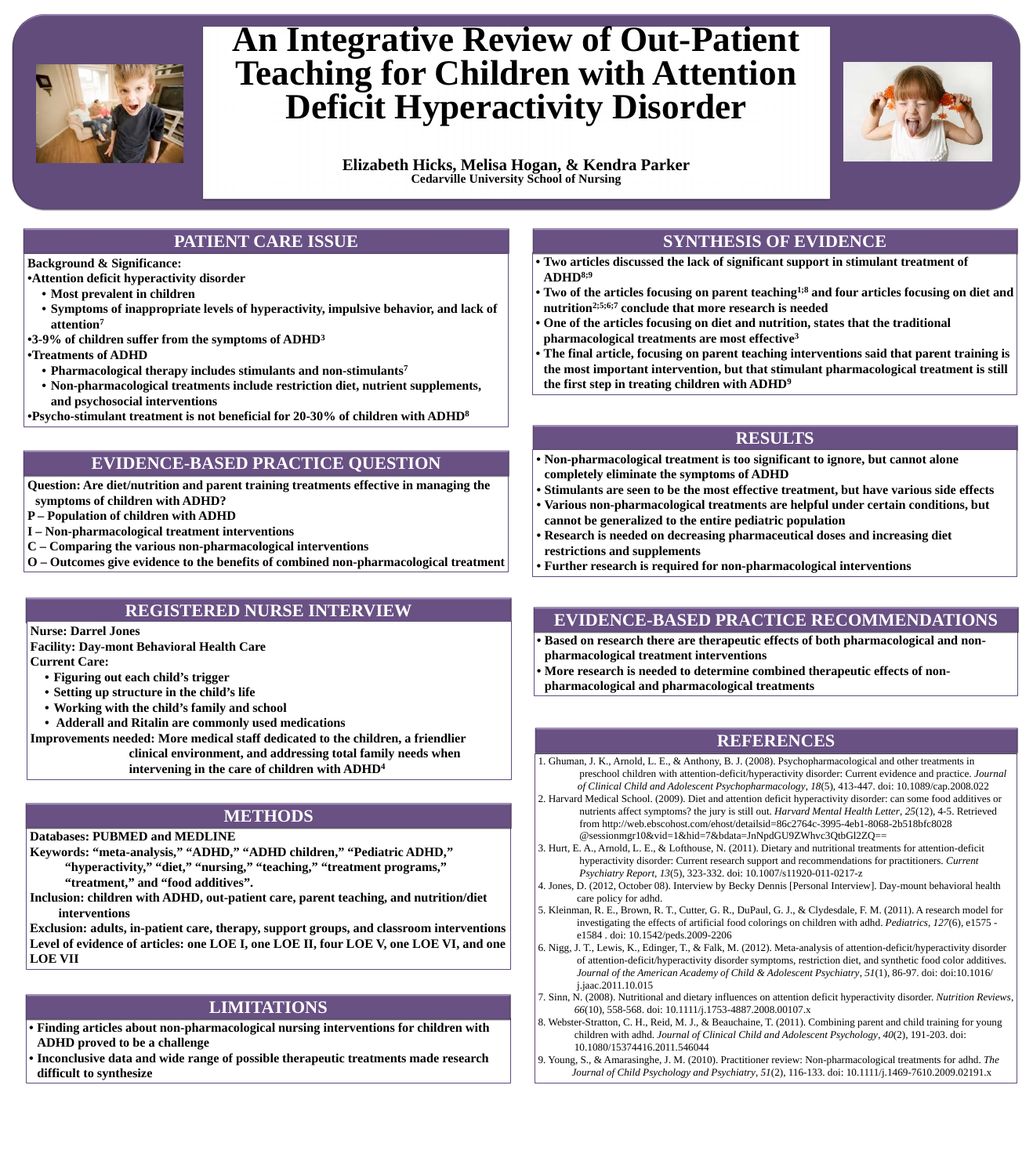# An Integrative Review of Out-Patient Teaching for Children with Attention Deficit Hyperactivity Disorder

**Elizabeth Hicks, Melisa Hogan, & Kendra Parker**
**Cedarville University School of Nursing**

## PATIENT CARE ISSUE

**Background & Significance:**

- **Attention deficit hyperactivity disorder**
  - **Most prevalent in children**
  - **Symptoms of inappropriate levels of hyperactivity, impulsive behavior, and lack of attention[7]**
- **3-9% of children suffer from the symptoms of ADHD[3]**
- **Treatments of ADHD**
  - **Pharmacological therapy includes stimulants and non-stimulants[7]**
  - **Non-pharmacological treatments include restriction diet, nutrient supplements, and psychosocial interventions**
- **Psycho-stimulant treatment is not beneficial for 20-30% of children with ADHD[8]**

## EVIDENCE-BASED PRACTICE QUESTION

**Question: Are diet/nutrition and parent training treatments effective in managing the symptoms of children with ADHD?**

**P – Population of children with ADHD**

**I – Non-pharmacological treatment interventions**

**C – Comparing the various non-pharmacological interventions**

**O – Outcomes give evidence to the benefits of combined non-pharmacological treatment**

## REGISTERED NURSE INTERVIEW

**Nurse: Darrel Jones**

**Facility: Day-mont Behavioral Health Care**

**Current Care:**

- **Figuring out each child's trigger**
- **Setting up structure in the child's life**
- **Working with the child's family and school**
- **Adderall and Ritalin are commonly used medications**

**Improvements needed: More medical staff dedicated to the children, a friendlier clinical environment, and addressing total family needs when intervening in the care of children with ADHD[4]**

## METHODS

**Databases: PUBMED and MEDLINE**

**Keywords: "meta-analysis," "ADHD," "ADHD children," "Pediatric ADHD," "hyperactivity," "diet," "nursing," "teaching," "treatment programs," "treatment," and "food additives".**

**Inclusion: children with ADHD, out-patient care, parent teaching, and nutrition/diet interventions**

**Exclusion: adults, in-patient care, therapy, support groups, and classroom interventions**

**Level of evidence of articles: one LOE I, one LOE II, four LOE V, one LOE VI, and one LOE VII**

## LIMITATIONS

- **Finding articles about non-pharmacological nursing interventions for children with ADHD proved to be a challenge**
- **Inconclusive data and wide range of possible therapeutic treatments made research difficult to synthesize**

## SYNTHESIS OF EVIDENCE

- **Two articles discussed the lack of significant support in stimulant treatment of ADHD[8;9]**
- **Two of the articles focusing on parent teaching[1;8] and four articles focusing on diet and nutrition[2;5;6;7] conclude that more research is needed**
- **One of the articles focusing on diet and nutrition, states that the traditional pharmacological treatments are most effective[3]**
- **The final article, focusing on parent teaching interventions said that parent training is the most important intervention, but that stimulant pharmacological treatment is still the first step in treating children with ADHD[9]**

## RESULTS

- **Non-pharmacological treatment is too significant to ignore, but cannot alone completely eliminate the symptoms of ADHD**
- **Stimulants are seen to be the most effective treatment, but have various side effects**
- **Various non-pharmacological treatments are helpful under certain conditions, but cannot be generalized to the entire pediatric population**
- **Research is needed on decreasing pharmaceutical doses and increasing diet restrictions and supplements**
- **Further research is required for non-pharmacological interventions**

## EVIDENCE-BASED PRACTICE RECOMMENDATIONS

- **Based on research there are therapeutic effects of both pharmacological and non-pharmacological treatment interventions**
- **More research is needed to determine combined therapeutic effects of non-pharmacological and pharmacological treatments**

## REFERENCES

1. Ghuman, J. K., Arnold, L. E., & Anthony, B. J. (2008). Psychopharmacological and other treatments in preschool children with attention-deficit/hyperactivity disorder: Current evidence and practice. *Journal of Clinical Child and Adolescent Psychopharmacology*, *18*(5), 413-447. doi: 10.1089/cap.2008.022
2. Harvard Medical School. (2009). Diet and attention deficit hyperactivity disorder: can some food additives or nutrients affect symptoms? the jury is still out. *Harvard Mental Health Letter*, *25*(12), 4-5. Retrieved from http://web.ebscohost.com/ehost/detailsid=86c2764c-3995-4eb1-8068-2b518bfc8028 @sessionmgr10&vid=1&hid=7&bdata=JnNpdGU9ZWhvc3QtbGl2ZQ==
3. Hurt, E. A., Arnold, L. E., & Lofthouse, N. (2011). Dietary and nutritional treatments for attention-deficit hyperactivity disorder: Current research support and recommendations for practitioners. *Current Psychiatry Report*, *13*(5), 323-332. doi: 10.1007/s11920-011-0217-z
4. Jones, D. (2012, October 08). Interview by Becky Dennis [Personal Interview]. Day-mount behavioral health care policy for adhd.
5. Kleinman, R. E., Brown, R. T., Cutter, G. R., DuPaul, G. J., & Clydesdale, F. M. (2011). A research model for investigating the effects of artificial food colorings on children with adhd. *Pediatrics*, *127*(6), e1575 - e1584 . doi: 10.1542/peds.2009-2206
6. Nigg, J. T., Lewis, K., Edinger, T., & Falk, M. (2012). Meta-analysis of attention-deficit/hyperactivity disorder of attention-deficit/hyperactivity disorder symptoms, restriction diet, and synthetic food color additives. *Journal of the American Academy of Child & Adolescent Psychiatry*, *51*(1), 86-97. doi: doi:10.1016/ j.jaac.2011.10.015
7. Sinn, N. (2008). Nutritional and dietary influences on attention deficit hyperactivity disorder. *Nutrition Reviews*, *66*(10), 558-568. doi: 10.1111/j.1753-4887.2008.00107.x
8. Webster-Stratton, C. H., Reid, M. J., & Beauchaine, T. (2011). Combining parent and child training for young children with adhd. *Journal of Clinical Child and Adolescent Psychology*, *40*(2), 191-203. doi: 10.1080/15374416.2011.546044
9. Young, S., & Amarasinghe, J. M. (2010). Practitioner review: Non-pharmacological treatments for adhd. *The Journal of Child Psychology and Psychiatry*, *51*(2), 116-133. doi: 10.1111/j.1469-7610.2009.02191.x